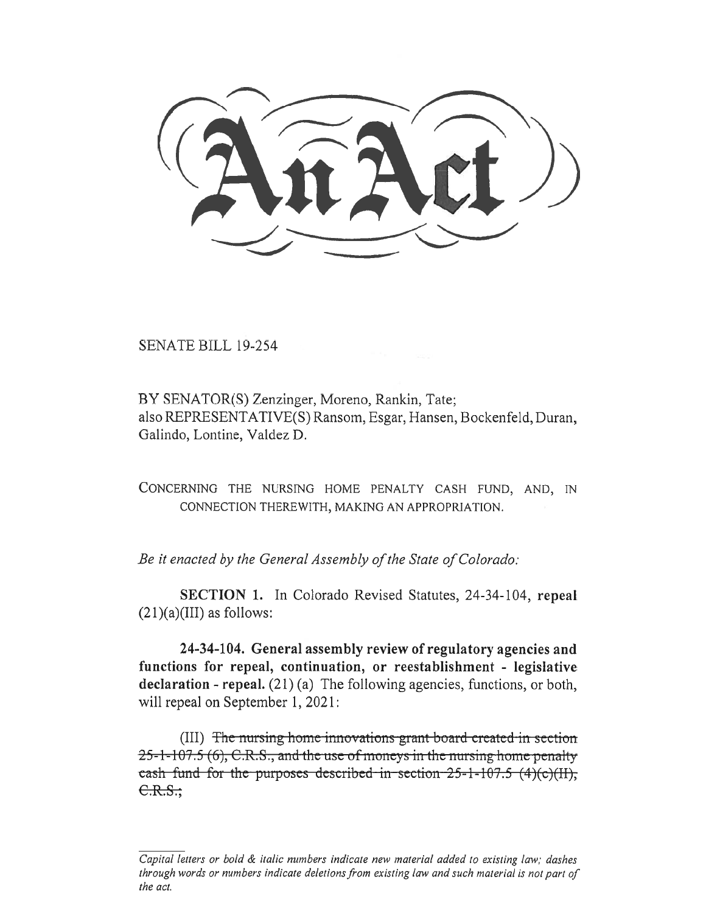# An Act

SENATE BILL 19-254

BY SENATOR(S) Zenzinger, Moreno, Rankin, Tate;
also REPRESENTATIVE(S) Ransom, Esgar, Hansen, Bockenfeld, Duran, Galindo, Lontine, Valdez D.

CONCERNING THE NURSING HOME PENALTY CASH FUND, AND, IN CONNECTION THEREWITH, MAKING AN APPROPRIATION.

*Be it enacted by the General Assembly of the State of Colorado:*

**SECTION 1.** In Colorado Revised Statutes, 24-34-104, **repeal** (21)(a)(III) as follows:

**24-34-104. General assembly review of regulatory agencies and functions for repeal, continuation, or reestablishment - legislative declaration - repeal.** (21) (a) The following agencies, functions, or both, will repeal on September 1, 2021:

(III) ~~The nursing home innovations grant board created in section 25-1-107.5 (6), C.R.S., and the use of moneys in the nursing home penalty cash fund for the purposes described in section 25-1-107.5 (4)(c)(II), C.R.S.;~~

*Capital letters or bold & italic numbers indicate new material added to existing law; dashes through words or numbers indicate deletions from existing law and such material is not part of the act.*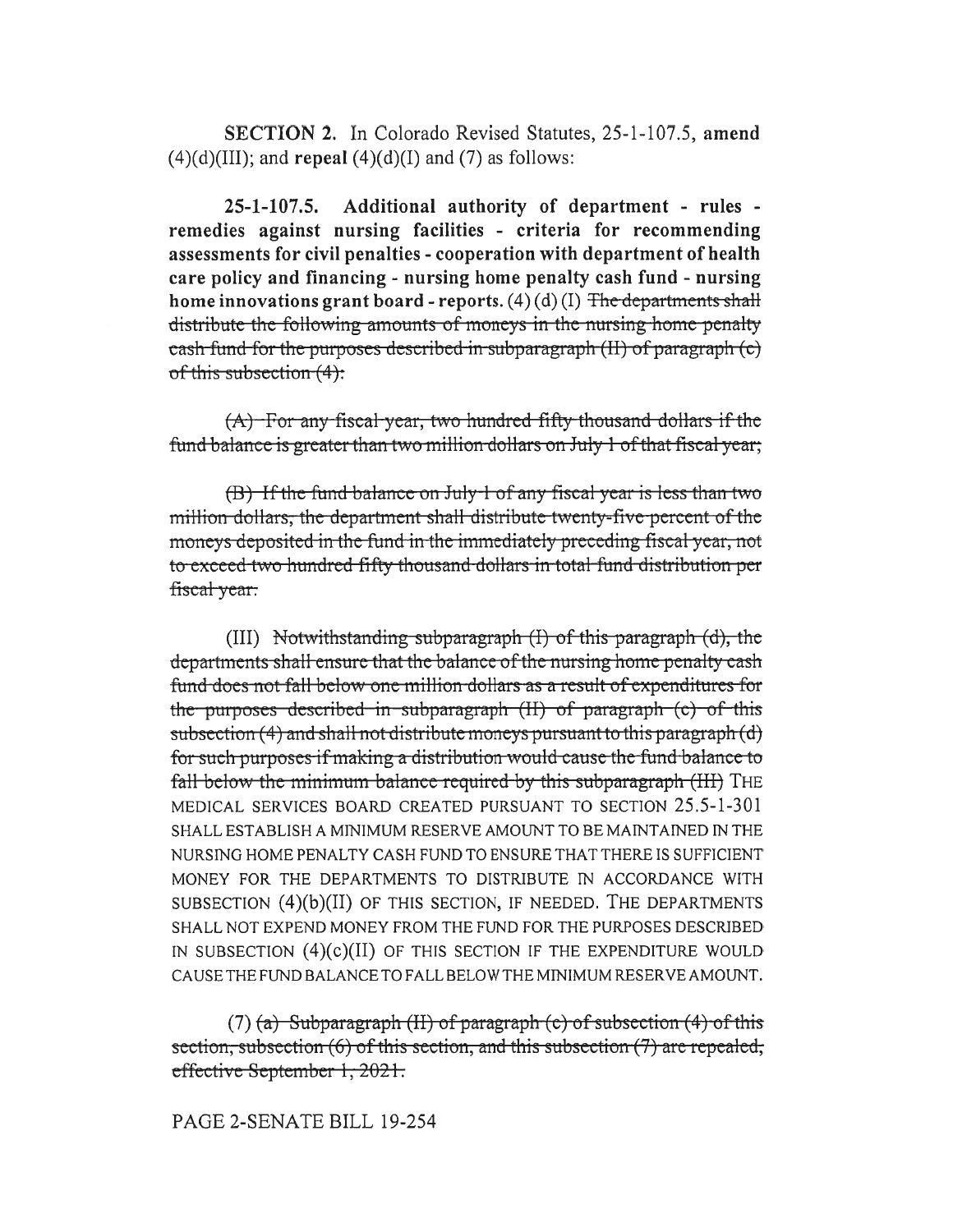**SECTION 2.** In Colorado Revised Statutes, 25-1-107.5, **amend** (4)(d)(III); and **repeal** (4)(d)(I) and (7) as follows:

**25-1-107.5. Additional authority of department - rules - remedies against nursing facilities - criteria for recommending assessments for civil penalties - cooperation with department of health care policy and financing - nursing home penalty cash fund - nursing home innovations grant board - reports.** (4) (d) (I) ~~The departments shall distribute the following amounts of moneys in the nursing home penalty cash fund for the purposes described in subparagraph (II) of paragraph (c) of this subsection (4):~~

~~(A) For any fiscal year, two hundred fifty thousand dollars if the fund balance is greater than two million dollars on July 1 of that fiscal year;~~

~~(B) If the fund balance on July 1 of any fiscal year is less than two million dollars, the department shall distribute twenty-five percent of the moneys deposited in the fund in the immediately preceding fiscal year, not to exceed two hundred fifty thousand dollars in total fund distribution per fiscal year.~~

(III) ~~Notwithstanding subparagraph (I) of this paragraph (d), the departments shall ensure that the balance of the nursing home penalty cash fund does not fall below one million dollars as a result of expenditures for the purposes described in subparagraph (II) of paragraph (c) of this subsection (4) and shall not distribute moneys pursuant to this paragraph (d) for such purposes if making a distribution would cause the fund balance to fall below the minimum balance required by this subparagraph (III)~~ THE MEDICAL SERVICES BOARD CREATED PURSUANT TO SECTION 25.5-1-301 SHALL ESTABLISH A MINIMUM RESERVE AMOUNT TO BE MAINTAINED IN THE NURSING HOME PENALTY CASH FUND TO ENSURE THAT THERE IS SUFFICIENT MONEY FOR THE DEPARTMENTS TO DISTRIBUTE IN ACCORDANCE WITH SUBSECTION (4)(b)(II) OF THIS SECTION, IF NEEDED. THE DEPARTMENTS SHALL NOT EXPEND MONEY FROM THE FUND FOR THE PURPOSES DESCRIBED IN SUBSECTION (4)(c)(II) OF THIS SECTION IF THE EXPENDITURE WOULD CAUSE THE FUND BALANCE TO FALL BELOW THE MINIMUM RESERVE AMOUNT.

(7) ~~(a) Subparagraph (II) of paragraph (c) of subsection (4) of this section, subsection (6) of this section, and this subsection (7) are repealed, effective September 1, 2021.~~

PAGE 2-SENATE BILL 19-254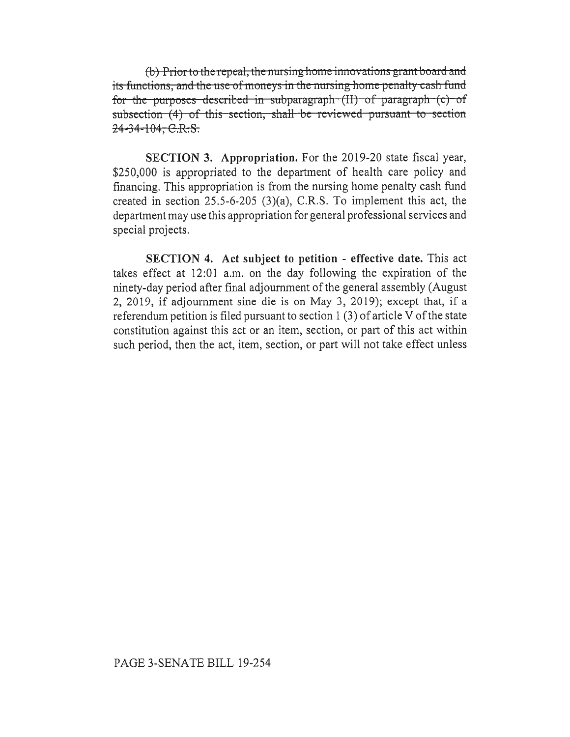~~(b) Prior to the repeal, the nursing home innovations grant board and its functions, and the use of moneys in the nursing home penalty cash fund for the purposes described in subparagraph (II) of paragraph (c) of subsection (4) of this section, shall be reviewed pursuant to section 24-34-104, C.R.S.~~

**SECTION 3. Appropriation.** For the 2019-20 state fiscal year, $250,000 is appropriated to the department of health care policy and financing. This appropriation is from the nursing home penalty cash fund created in section 25.5-6-205 (3)(a), C.R.S. To implement this act, the department may use this appropriation for general professional services and special projects.

**SECTION 4. Act subject to petition - effective date.** This act takes effect at 12:01 a.m. on the day following the expiration of the ninety-day period after final adjournment of the general assembly (August 2, 2019, if adjournment sine die is on May 3, 2019); except that, if a referendum petition is filed pursuant to section 1 (3) of article V of the state constitution against this act or an item, section, or part of this act within such period, then the act, item, section, or part will not take effect unless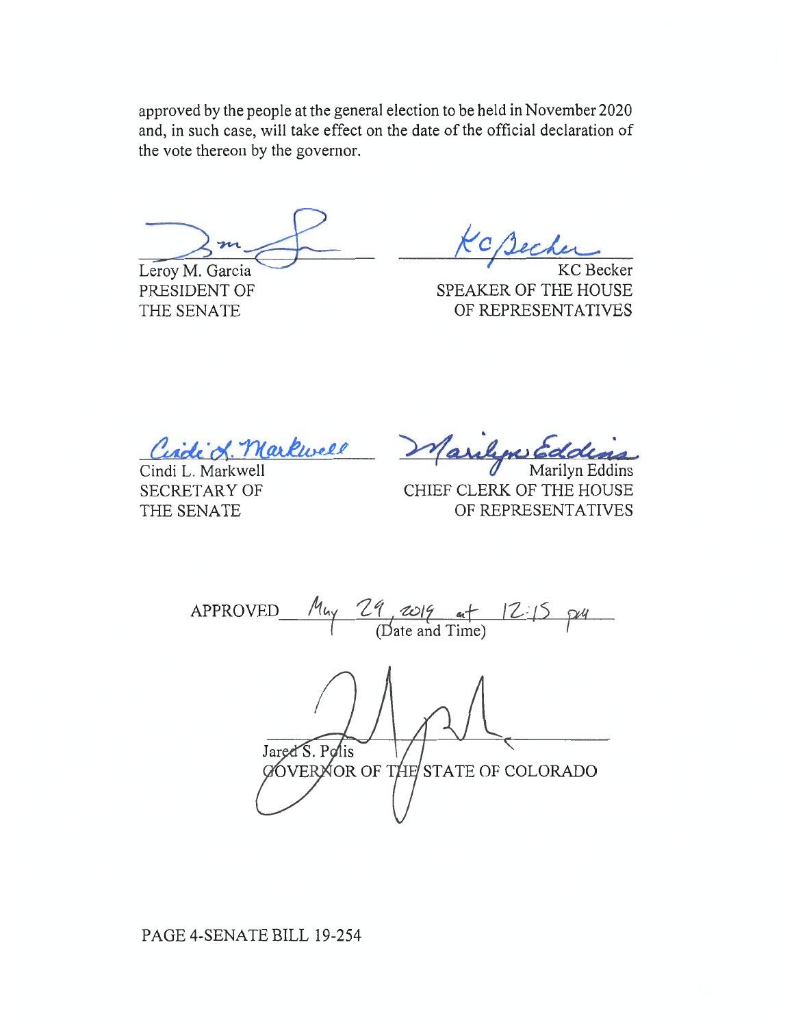approved by the people at the general election to be held in November 2020 and, in such case, will take effect on the date of the official declaration of the vote thereon by the governor.

Leroy M. Garcia
PRESIDENT OF
THE SENATE

KC Becker
SPEAKER OF THE HOUSE
OF REPRESENTATIVES

Cindi L. Markwell
SECRETARY OF
THE SENATE

Marilyn Eddins
CHIEF CLERK OF THE HOUSE
OF REPRESENTATIVES

APPROVED May 29, 2019 at 12:15 pm
(Date and Time)

Jared S. Polis
GOVERNOR OF THE STATE OF COLORADO

PAGE 4-SENATE BILL 19-254